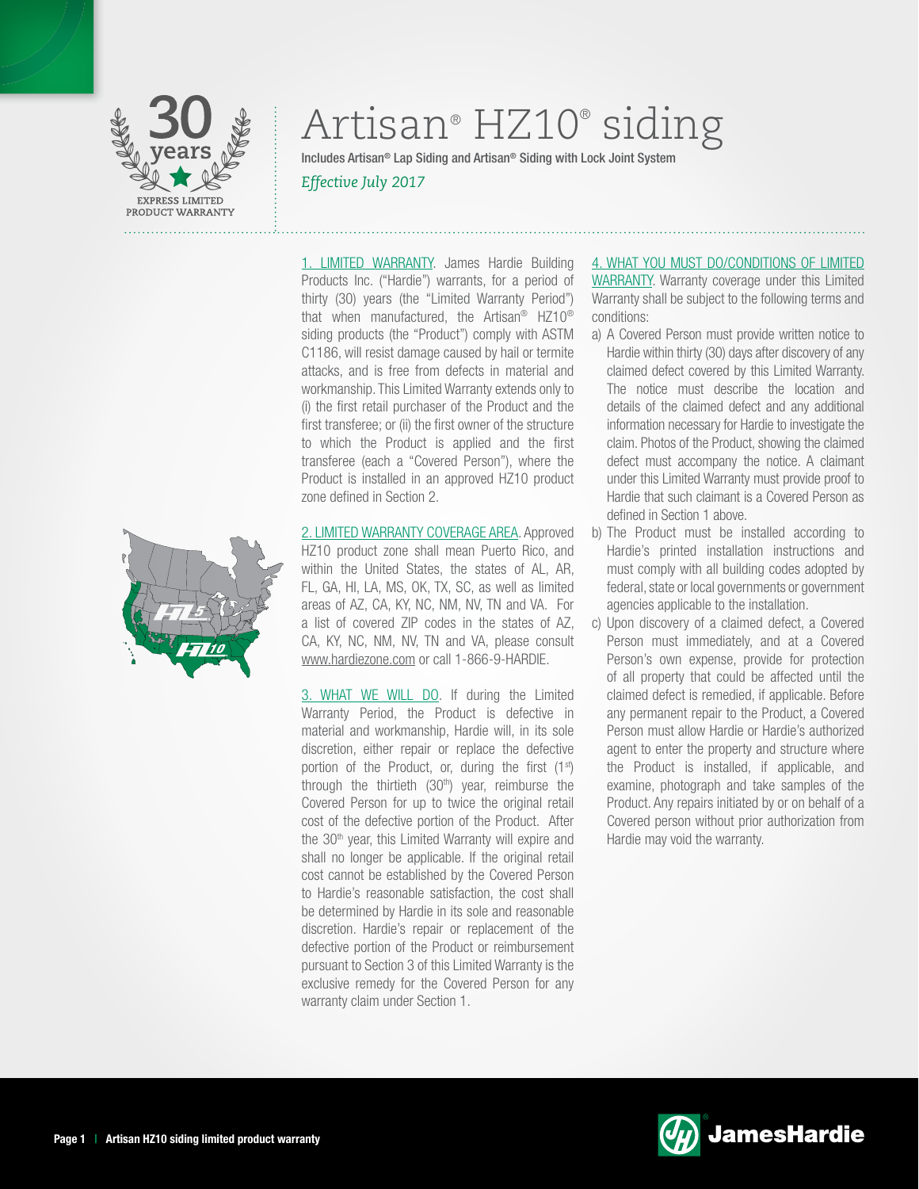30 years

EXPRESS LIMITED PRODUCT WARRANTY

# Artisan® HZ10® siding

Includes Artisan® Lap Siding and Artisan® Siding with Lock Joint System

*Effective July 2017*

1. LIMITED WARRANTY. James Hardie Building Products Inc. ("Hardie") warrants, for a period of thirty (30) years (the "Limited Warranty Period") that when manufactured, the Artisan® HZ10® siding products (the "Product") comply with ASTM C1186, will resist damage caused by hail or termite attacks, and is free from defects in material and workmanship. This Limited Warranty extends only to (i) the first retail purchaser of the Product and the first transferee; or (ii) the first owner of the structure to which the Product is applied and the first transferee (each a "Covered Person"), where the Product is installed in an approved HZ10 product zone defined in Section 2.

2. LIMITED WARRANTY COVERAGE AREA. Approved HZ10 product zone shall mean Puerto Rico, and within the United States, the states of AL, AR, FL, GA, HI, LA, MS, OK, TX, SC, as well as limited areas of AZ, CA, KY, NC, NM, NV, TN and VA. For a list of covered ZIP codes in the states of AZ, CA, KY, NC, NM, NV, TN and VA, please consult www.hardiezone.com or call 1-866-9-HARDIE.

3. WHAT WE WILL DO. If during the Limited Warranty Period, the Product is defective in material and workmanship, Hardie will, in its sole discretion, either repair or replace the defective portion of the Product, or, during the first (1st) through the thirtieth (30th) year, reimburse the Covered Person for up to twice the original retail cost of the defective portion of the Product. After the 30th year, this Limited Warranty will expire and shall no longer be applicable. If the original retail cost cannot be established by the Covered Person to Hardie's reasonable satisfaction, the cost shall be determined by Hardie in its sole and reasonable discretion. Hardie's repair or replacement of the defective portion of the Product or reimbursement pursuant to Section 3 of this Limited Warranty is the exclusive remedy for the Covered Person for any warranty claim under Section 1.

4. WHAT YOU MUST DO/CONDITIONS OF LIMITED WARRANTY. Warranty coverage under this Limited Warranty shall be subject to the following terms and conditions:

a) A Covered Person must provide written notice to Hardie within thirty (30) days after discovery of any claimed defect covered by this Limited Warranty. The notice must describe the location and details of the claimed defect and any additional information necessary for Hardie to investigate the claim. Photos of the Product, showing the claimed defect must accompany the notice. A claimant under this Limited Warranty must provide proof to Hardie that such claimant is a Covered Person as defined in Section 1 above.

b) The Product must be installed according to Hardie's printed installation instructions and must comply with all building codes adopted by federal, state or local governments or government agencies applicable to the installation.

c) Upon discovery of a claimed defect, a Covered Person must immediately, and at a Covered Person's own expense, provide for protection of all property that could be affected until the claimed defect is remedied, if applicable. Before any permanent repair to the Product, a Covered Person must allow Hardie or Hardie's authorized agent to enter the property and structure where the Product is installed, if applicable, and examine, photograph and take samples of the Product. Any repairs initiated by or on behalf of a Covered person without prior authorization from Hardie may void the warranty.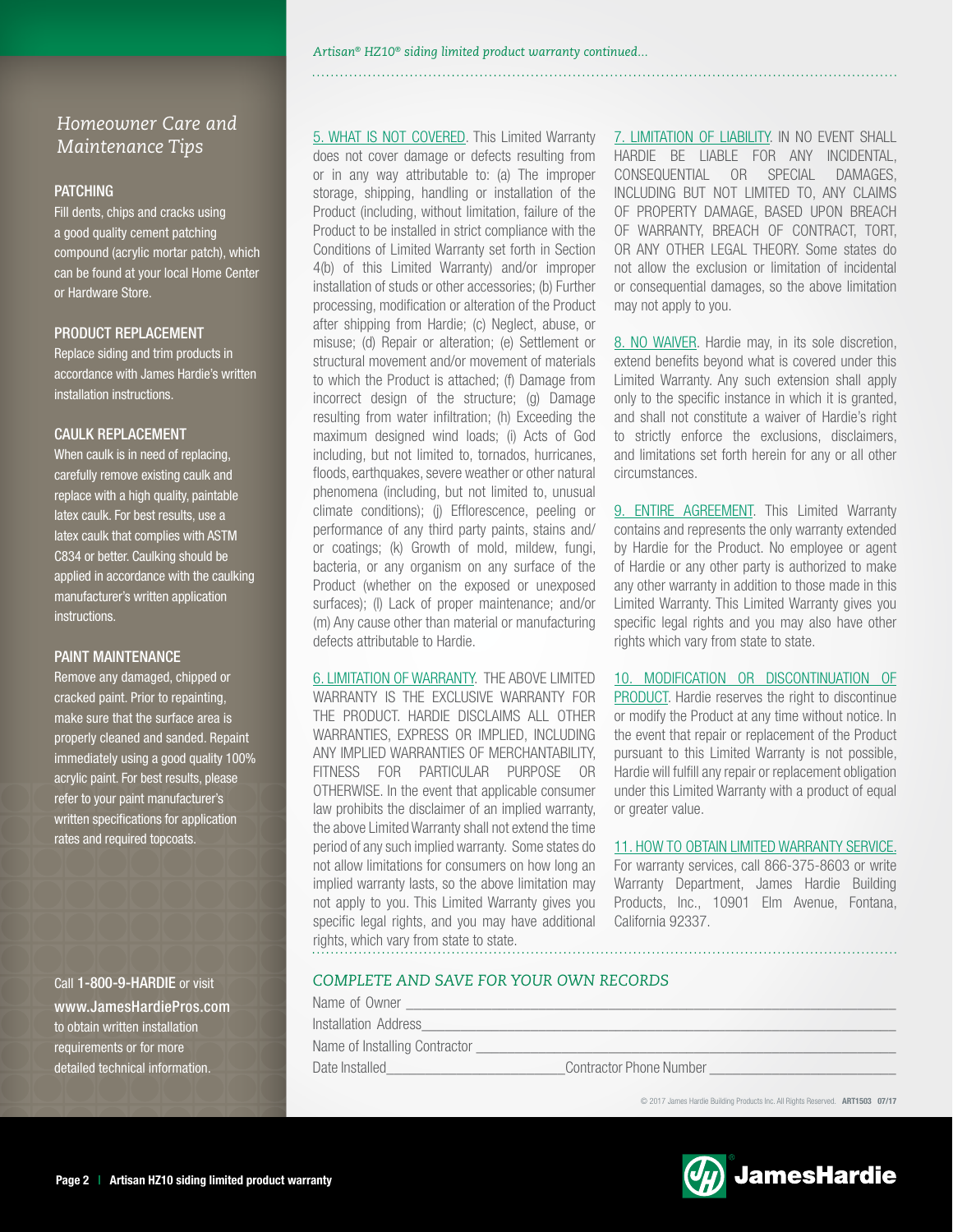*Artisan® HZ10® siding limited product warranty continued...*

## Homeowner Care and Maintenance Tips

### PATCHING

Fill dents, chips and cracks using a good quality cement patching compound (acrylic mortar patch), which can be found at your local Home Center or Hardware Store.

### PRODUCT REPLACEMENT

Replace siding and trim products in accordance with James Hardie's written installation instructions.

### CAULK REPLACEMENT

When caulk is in need of replacing, carefully remove existing caulk and replace with a high quality, paintable latex caulk. For best results, use a latex caulk that complies with ASTM C834 or better. Caulking should be applied in accordance with the caulking manufacturer's written application instructions.

### PAINT MAINTENANCE

Remove any damaged, chipped or cracked paint. Prior to repainting, make sure that the surface area is properly cleaned and sanded. Repaint immediately using a good quality 100% acrylic paint. For best results, please refer to your paint manufacturer's written specifications for application rates and required topcoats.

Call **1-800-9-HARDIE** or visit **www.JamesHardiePros.com** to obtain written installation requirements or for more detailed technical information.

5. WHAT IS NOT COVERED. This Limited Warranty does not cover damage or defects resulting from or in any way attributable to: (a) The improper storage, shipping, handling or installation of the Product (including, without limitation, failure of the Product to be installed in strict compliance with the Conditions of Limited Warranty set forth in Section 4(b) of this Limited Warranty) and/or improper installation of studs or other accessories; (b) Further processing, modification or alteration of the Product after shipping from Hardie; (c) Neglect, abuse, or misuse; (d) Repair or alteration; (e) Settlement or structural movement and/or movement of materials to which the Product is attached; (f) Damage from incorrect design of the structure; (g) Damage resulting from water infiltration; (h) Exceeding the maximum designed wind loads; (i) Acts of God including, but not limited to, tornados, hurricanes, floods, earthquakes, severe weather or other natural phenomena (including, but not limited to, unusual climate conditions); (j) Efflorescence, peeling or performance of any third party paints, stains and/or coatings; (k) Growth of mold, mildew, fungi, bacteria, or any organism on any surface of the Product (whether on the exposed or unexposed surfaces); (l) Lack of proper maintenance; and/or (m) Any cause other than material or manufacturing defects attributable to Hardie.

6. LIMITATION OF WARRANTY. THE ABOVE LIMITED WARRANTY IS THE EXCLUSIVE WARRANTY FOR THE PRODUCT. HARDIE DISCLAIMS ALL OTHER WARRANTIES, EXPRESS OR IMPLIED, INCLUDING ANY IMPLIED WARRANTIES OF MERCHANTABILITY, FITNESS FOR PARTICULAR PURPOSE OR OTHERWISE. In the event that applicable consumer law prohibits the disclaimer of an implied warranty, the above Limited Warranty shall not extend the time period of any such implied warranty. Some states do not allow limitations for consumers on how long an implied warranty lasts, so the above limitation may not apply to you. This Limited Warranty gives you specific legal rights, and you may have additional rights, which vary from state to state.

7. LIMITATION OF LIABILITY. IN NO EVENT SHALL HARDIE BE LIABLE FOR ANY INCIDENTAL, CONSEQUENTIAL OR SPECIAL DAMAGES, INCLUDING BUT NOT LIMITED TO, ANY CLAIMS OF PROPERTY DAMAGE, BASED UPON BREACH OF WARRANTY, BREACH OF CONTRACT, TORT, OR ANY OTHER LEGAL THEORY. Some states do not allow the exclusion or limitation of incidental or consequential damages, so the above limitation may not apply to you.

8. NO WAIVER. Hardie may, in its sole discretion, extend benefits beyond what is covered under this Limited Warranty. Any such extension shall apply only to the specific instance in which it is granted, and shall not constitute a waiver of Hardie's right to strictly enforce the exclusions, disclaimers, and limitations set forth herein for any or all other circumstances.

9. ENTIRE AGREEMENT. This Limited Warranty contains and represents the only warranty extended by Hardie for the Product. No employee or agent of Hardie or any other party is authorized to make any other warranty in addition to those made in this Limited Warranty. This Limited Warranty gives you specific legal rights and you may also have other rights which vary from state to state.

10. MODIFICATION OR DISCONTINUATION OF PRODUCT. Hardie reserves the right to discontinue or modify the Product at any time without notice. In the event that repair or replacement of the Product pursuant to this Limited Warranty is not possible, Hardie will fulfill any repair or replacement obligation under this Limited Warranty with a product of equal or greater value.

11. HOW TO OBTAIN LIMITED WARRANTY SERVICE. For warranty services, call 866-375-8603 or write Warranty Department, James Hardie Building Products, Inc., 10901 Elm Avenue, Fontana, California 92337.

*COMPLETE AND SAVE FOR YOUR OWN RECORDS*

Name of Owner ______________________________

Installation Address______________________________

Name of Installing Contractor ______________________________

Date Installed______________________ Contractor Phone Number ______________________

© 2017 James Hardie Building Products Inc. All Rights Reserved. **ART1503 07/17**

JamesHardie